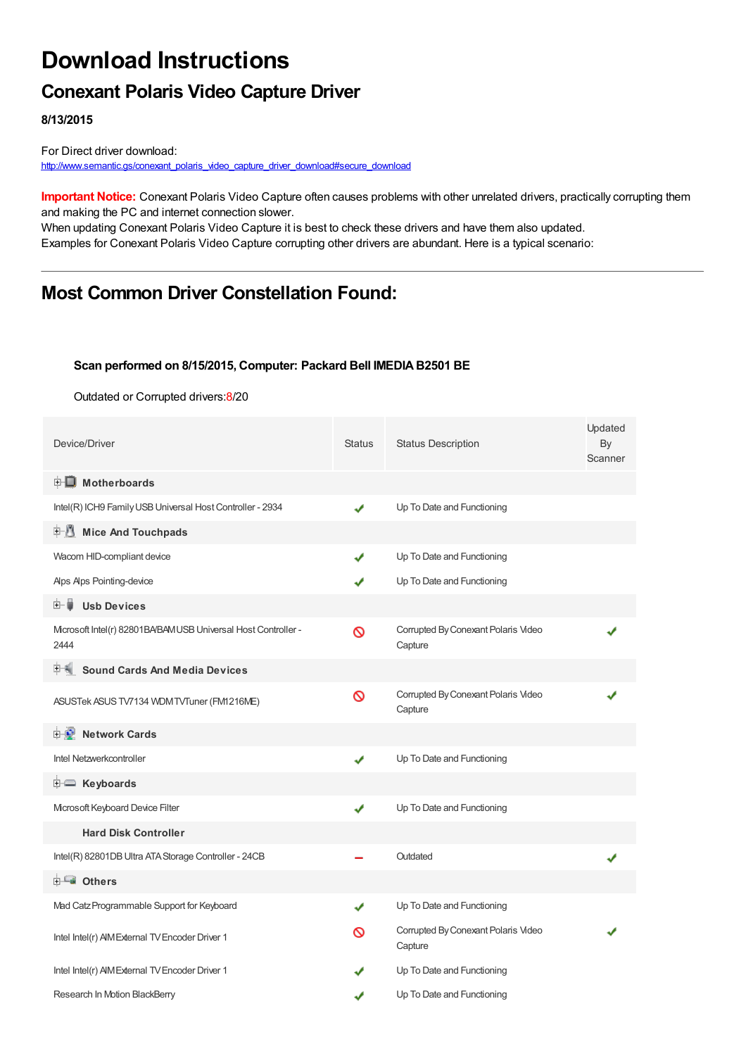# Download Instructions

## Conexant Polaris Video Capture Driver

**8/13/2015**

For Direct driver download:
http://www.semantic.gs/conexant_polaris_video_capture_driver_download#secure_download

**Important Notice:** Conexant Polaris Video Capture often causes problems with other unrelated drivers, practically corrupting them and making the PC and internet connection slower.
When updating Conexant Polaris Video Capture it is best to check these drivers and have them also updated.
Examples for Conexant Polaris Video Capture corrupting other drivers are abundant. Here is a typical scenario:

---

## Most Common Driver Constellation Found:

**Scan performed on 8/15/2015, Computer: Packard Bell IMEDIA B2501 BE**

Outdated or Corrupted drivers:8/20

| Device/Driver | Status | Status Description | Updated By Scanner |
|---|---|---|---|
| **Motherboards** | | | |
| Intel(R) ICH9 Family USB Universal Host Controller - 2934 | ✔ | Up To Date and Functioning | |
| **Mice And Touchpads** | | | |
| Wacom HID-compliant device | ✔ | Up To Date and Functioning | |
| Alps Alps Pointing-device | ✔ | Up To Date and Functioning | |
| **Usb Devices** | | | |
| Microsoft Intel(r) 82801BA/BAM USB Universal Host Controller - 2444 | 🚫 | Corrupted By Conexant Polaris Video Capture | ✔ |
| **Sound Cards And Media Devices** | | | |
| ASUSTek ASUS TV7134 WDM TVTuner (FM1216ME) | 🚫 | Corrupted By Conexant Polaris Video Capture | ✔ |
| **Network Cards** | | | |
| Intel Netzwerkcontroller | ✔ | Up To Date and Functioning | |
| **Keyboards** | | | |
| Microsoft Keyboard Device Filter | ✔ | Up To Date and Functioning | |
| **Hard Disk Controller** | | | |
| Intel(R) 82801DB Ultra ATA Storage Controller - 24CB | – | Outdated | ✔ |
| **Others** | | | |
| Mad Catz Programmable Support for Keyboard | ✔ | Up To Date and Functioning | |
| Intel Intel(r) AIM External TV Encoder Driver 1 | 🚫 | Corrupted By Conexant Polaris Video Capture | ✔ |
| Intel Intel(r) AIM External TV Encoder Driver 1 | ✔ | Up To Date and Functioning | |
| Research In Motion BlackBerry | ✔ | Up To Date and Functioning | |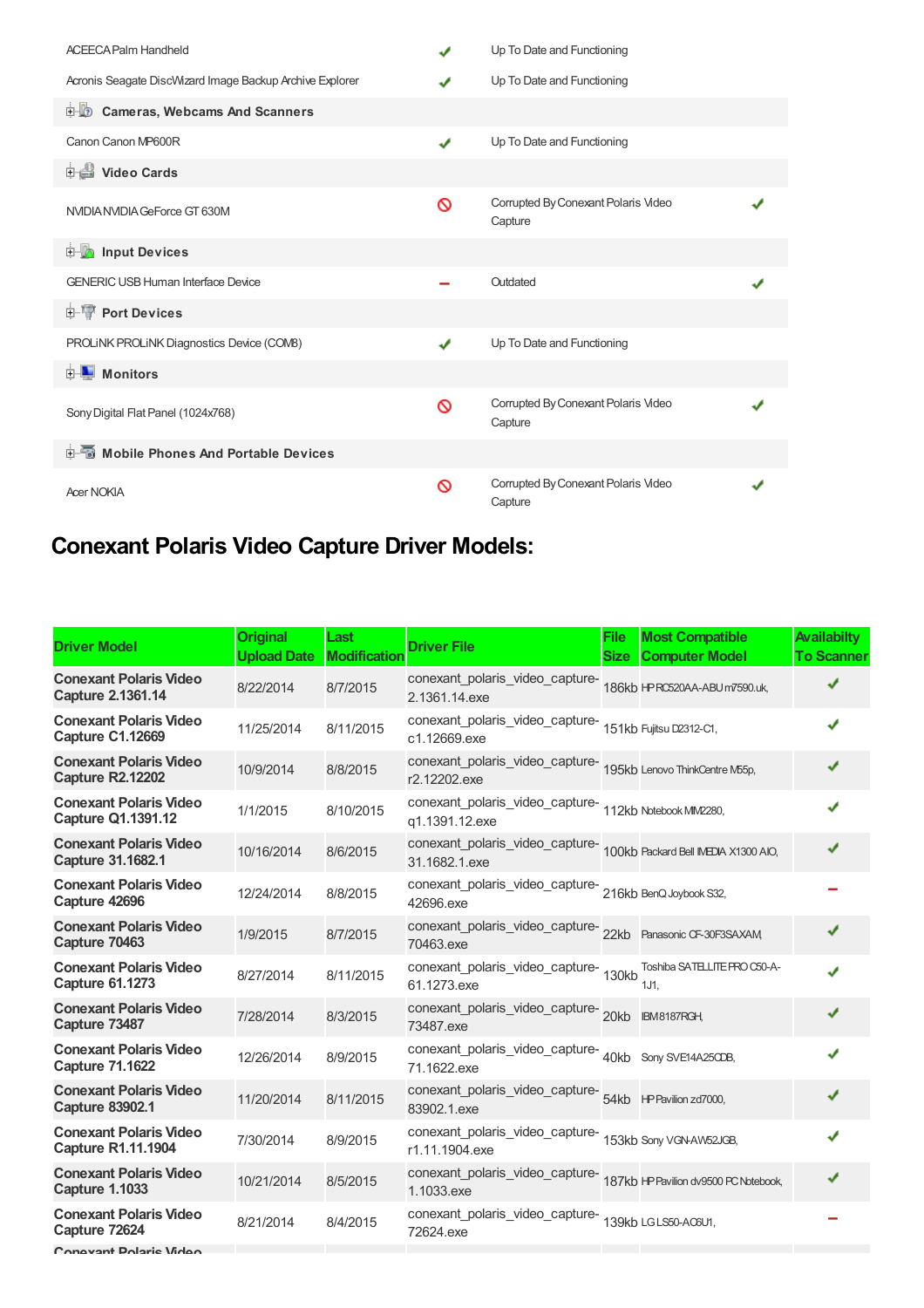| | | | |
|---|---|---|---|
| ACEECA Palm Handheld | ✔ | Up To Date and Functioning | |
| Acronis Seagate DiscWizard Image Backup Archive Explorer | ✔ | Up To Date and Functioning | |
| **Cameras, Webcams And Scanners** | | | |
| Canon Canon MP600R | ✔ | Up To Date and Functioning | |
| **Video Cards** | | | |
| NVIDIA NVIDIA GeForce GT 630M | 🚫 | Corrupted By Conexant Polaris Video Capture | ✔ |
| **Input Devices** | | | |
| GENERIC USB Human Interface Device | – | Outdated | ✔ |
| **Port Devices** | | | |
| PROLiNK PROLiNK Diagnostics Device (COM8) | ✔ | Up To Date and Functioning | |
| **Monitors** | | | |
| Sony Digital Flat Panel (1024x768) | 🚫 | Corrupted By Conexant Polaris Video Capture | ✔ |
| **Mobile Phones And Portable Devices** | | | |
| Acer NOKIA | 🚫 | Corrupted By Conexant Polaris Video Capture | ✔ |

## Conexant Polaris Video Capture Driver Models:

| Driver Model | Original Upload Date | Last Modification | Driver File | File Size | Most Compatible Computer Model | Availabilty To Scanner |
|---|---|---|---|---|---|---|
| **Conexant Polaris Video Capture 2.1361.14** | 8/22/2014 | 8/7/2015 | conexant_polaris_video_capture-2.1361.14.exe | 186kb | HP RC520AA-ABU m7590.uk, | ✔ |
| **Conexant Polaris Video Capture C1.12669** | 11/25/2014 | 8/11/2015 | conexant_polaris_video_capture-c1.12669.exe | 151kb | Fujitsu D2312-C1, | ✔ |
| **Conexant Polaris Video Capture R2.12202** | 10/9/2014 | 8/8/2015 | conexant_polaris_video_capture-r2.12202.exe | 195kb | Lenovo ThinkCentre M55p, | ✔ |
| **Conexant Polaris Video Capture Q1.1391.12** | 1/1/2015 | 8/10/2015 | conexant_polaris_video_capture-q1.1391.12.exe | 112kb | Notebook MIM2280, | ✔ |
| **Conexant Polaris Video Capture 31.1682.1** | 10/16/2014 | 8/6/2015 | conexant_polaris_video_capture-31.1682.1.exe | 100kb | Packard Bell IMEDIA X1300 AIO, | ✔ |
| **Conexant Polaris Video Capture 42696** | 12/24/2014 | 8/8/2015 | conexant_polaris_video_capture-42696.exe | 216kb | BenQ Joybook S32, | – |
| **Conexant Polaris Video Capture 70463** | 1/9/2015 | 8/7/2015 | conexant_polaris_video_capture-70463.exe | 22kb | Panasonic CF-30F3SAXAM, | ✔ |
| **Conexant Polaris Video Capture 61.1273** | 8/27/2014 | 8/11/2015 | conexant_polaris_video_capture-61.1273.exe | 130kb | Toshiba SATELLITE PRO C50-A-1J1, | ✔ |
| **Conexant Polaris Video Capture 73487** | 7/28/2014 | 8/3/2015 | conexant_polaris_video_capture-73487.exe | 20kb | IBM 8187RGH, | ✔ |
| **Conexant Polaris Video Capture 71.1622** | 12/26/2014 | 8/9/2015 | conexant_polaris_video_capture-71.1622.exe | 40kb | Sony SVE14A25CDB, | ✔ |
| **Conexant Polaris Video Capture 83902.1** | 11/20/2014 | 8/11/2015 | conexant_polaris_video_capture-83902.1.exe | 54kb | HP Pavilion zd7000, | ✔ |
| **Conexant Polaris Video Capture R1.11.1904** | 7/30/2014 | 8/9/2015 | conexant_polaris_video_capture-r1.11.1904.exe | 153kb | Sony VGN-AW52JGB, | ✔ |
| **Conexant Polaris Video Capture 1.1033** | 10/21/2014 | 8/5/2015 | conexant_polaris_video_capture-1.1033.exe | 187kb | HP Pavilion dv9500 PC Notebook, | ✔ |
| **Conexant Polaris Video Capture 72624** | 8/21/2014 | 8/4/2015 | conexant_polaris_video_capture-72624.exe | 139kb | LG LS50-AC6U1, | – |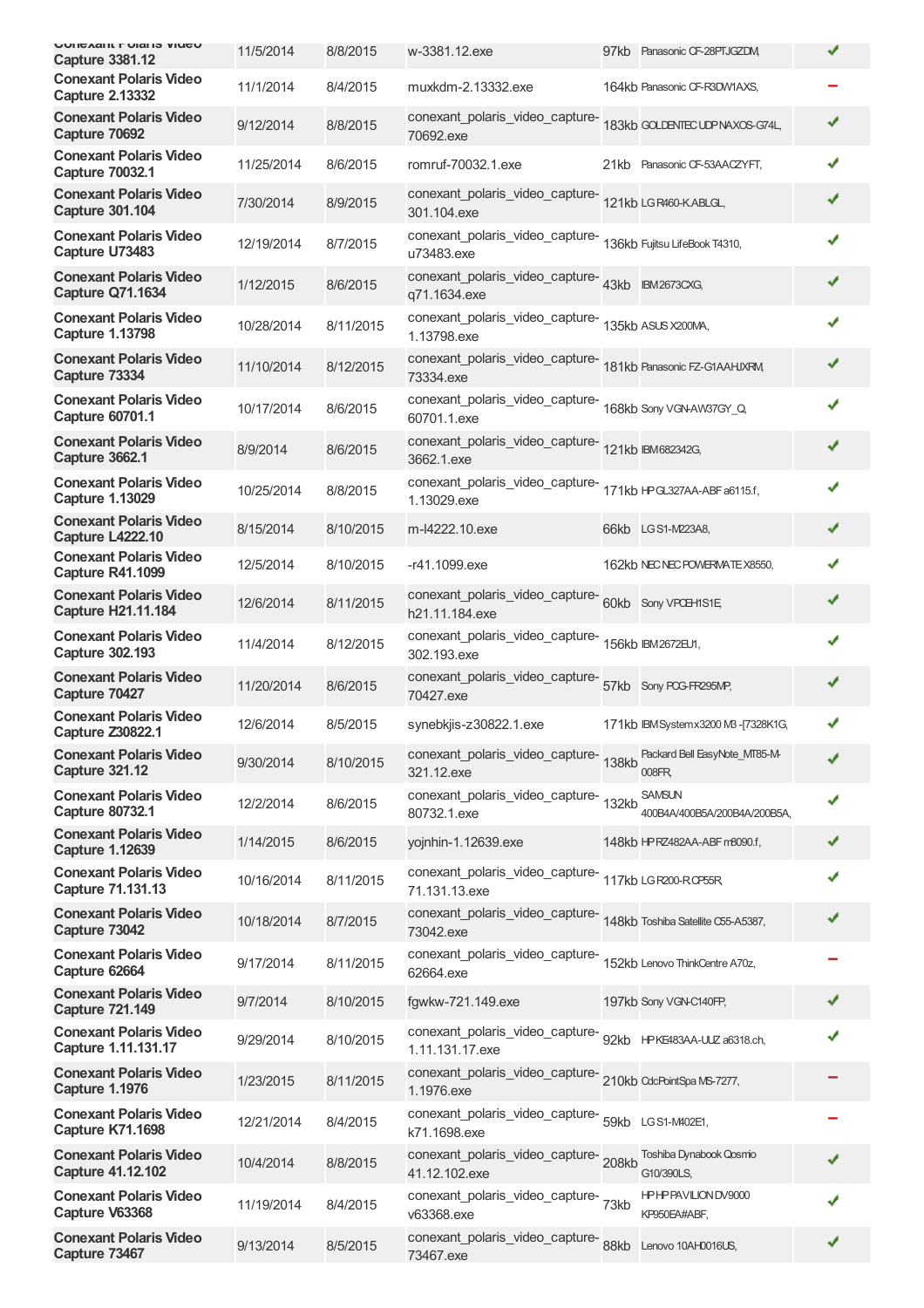| | | | | | | |
|---|---|---|---|---|---|---|
| **Conexant Polaris Video Capture 3381.12** | 11/5/2014 | 8/8/2015 | w-3381.12.exe | 97kb | Panasonic CF-28PTJGZDM, | ✔ |
| **Conexant Polaris Video Capture 2.13332** | 11/1/2014 | 8/4/2015 | muxkdm-2.13332.exe | 164kb | Panasonic CF-R3DW1AXS, | ━ |
| **Conexant Polaris Video Capture 70692** | 9/12/2014 | 8/8/2015 | conexant_polaris_video_capture-70692.exe | 183kb | GOLDENTEC UDP NAXOS-G74L, | ✔ |
| **Conexant Polaris Video Capture 70032.1** | 11/25/2014 | 8/6/2015 | romruf-70032.1.exe | 21kb | Panasonic CF-53AACZYFT, | ✔ |
| **Conexant Polaris Video Capture 301.104** | 7/30/2014 | 8/9/2015 | conexant_polaris_video_capture-301.104.exe | 121kb | LG R460-K.ABLGL, | ✔ |
| **Conexant Polaris Video Capture U73483** | 12/19/2014 | 8/7/2015 | conexant_polaris_video_capture-u73483.exe | 136kb | Fujitsu LifeBook T4310, | ✔ |
| **Conexant Polaris Video Capture Q71.1634** | 1/12/2015 | 8/6/2015 | conexant_polaris_video_capture-q71.1634.exe | 43kb | IBM 2673CXG, | ✔ |
| **Conexant Polaris Video Capture 1.13798** | 10/28/2014 | 8/11/2015 | conexant_polaris_video_capture-1.13798.exe | 135kb | ASUS X200MA, | ✔ |
| **Conexant Polaris Video Capture 73334** | 11/10/2014 | 8/12/2015 | conexant_polaris_video_capture-73334.exe | 181kb | Panasonic FZ-G1AAHJXRM, | ✔ |
| **Conexant Polaris Video Capture 60701.1** | 10/17/2014 | 8/6/2015 | conexant_polaris_video_capture-60701.1.exe | 168kb | Sony VGN-AW37GY_Q, | ✔ |
| **Conexant Polaris Video Capture 3662.1** | 8/9/2014 | 8/6/2015 | conexant_polaris_video_capture-3662.1.exe | 121kb | IBM 682342G, | ✔ |
| **Conexant Polaris Video Capture 1.13029** | 10/25/2014 | 8/8/2015 | conexant_polaris_video_capture-1.13029.exe | 171kb | HP GL327AA-ABF a6115.f, | ✔ |
| **Conexant Polaris Video Capture L4222.10** | 8/15/2014 | 8/10/2015 | m-l4222.10.exe | 66kb | LG S1-M223A8, | ✔ |
| **Conexant Polaris Video Capture R41.1099** | 12/5/2014 | 8/10/2015 | -r41.1099.exe | 162kb | NEC NEC POWERMATE X8550, | ✔ |
| **Conexant Polaris Video Capture H21.11.184** | 12/6/2014 | 8/11/2015 | conexant_polaris_video_capture-h21.11.184.exe | 60kb | Sony VPCEH1S1E, | ✔ |
| **Conexant Polaris Video Capture 302.193** | 11/4/2014 | 8/12/2015 | conexant_polaris_video_capture-302.193.exe | 156kb | IBM 2672EU1, | ✔ |
| **Conexant Polaris Video Capture 70427** | 11/20/2014 | 8/6/2015 | conexant_polaris_video_capture-70427.exe | 57kb | Sony PCG-FR295MP, | ✔ |
| **Conexant Polaris Video Capture Z30822.1** | 12/6/2014 | 8/5/2015 | synebkjis-z30822.1.exe | 171kb | IBM System x3200 M3 -[7328K1G, | ✔ |
| **Conexant Polaris Video Capture 321.12** | 9/30/2014 | 8/10/2015 | conexant_polaris_video_capture-321.12.exe | 138kb | Packard Bell EasyNote_MT85-M-008FR, | ✔ |
| **Conexant Polaris Video Capture 80732.1** | 12/2/2014 | 8/6/2015 | conexant_polaris_video_capture-80732.1.exe | 132kb | SAMSUN 400B4A/400B5A/200B4A/200B5A, | ✔ |
| **Conexant Polaris Video Capture 1.12639** | 1/14/2015 | 8/6/2015 | yojnhin-1.12639.exe | 148kb | HP RZ482AA-ABF m8090.f, | ✔ |
| **Conexant Polaris Video Capture 71.131.13** | 10/16/2014 | 8/11/2015 | conexant_polaris_video_capture-71.131.13.exe | 117kb | LG R200-R.CP55R, | ✔ |
| **Conexant Polaris Video Capture 73042** | 10/18/2014 | 8/7/2015 | conexant_polaris_video_capture-73042.exe | 148kb | Toshiba Satellite C55-A5387, | ✔ |
| **Conexant Polaris Video Capture 62664** | 9/17/2014 | 8/11/2015 | conexant_polaris_video_capture-62664.exe | 152kb | Lenovo ThinkCentre A70z, | ━ |
| **Conexant Polaris Video Capture 721.149** | 9/7/2014 | 8/10/2015 | fgwkw-721.149.exe | 197kb | Sony VGN-C140FP, | ✔ |
| **Conexant Polaris Video Capture 1.11.131.17** | 9/29/2014 | 8/10/2015 | conexant_polaris_video_capture-1.11.131.17.exe | 92kb | HP KE483AA-UUZ a6318.ch, | ✔ |
| **Conexant Polaris Video Capture 1.1976** | 1/23/2015 | 8/11/2015 | conexant_polaris_video_capture-1.1976.exe | 210kb | CdcPointSpa MS-7277, | ━ |
| **Conexant Polaris Video Capture K71.1698** | 12/21/2014 | 8/4/2015 | conexant_polaris_video_capture-k71.1698.exe | 59kb | LG S1-M402E1, | ━ |
| **Conexant Polaris Video Capture 41.12.102** | 10/4/2014 | 8/8/2015 | conexant_polaris_video_capture-41.12.102.exe | 208kb | Toshiba Dynabook Qosmio G10/390LS, | ✔ |
| **Conexant Polaris Video Capture V63368** | 11/19/2014 | 8/4/2015 | conexant_polaris_video_capture-v63368.exe | 73kb | HP HP PAVILION DV9000 KP950EA#ABF, | ✔ |
| **Conexant Polaris Video Capture 73467** | 9/13/2014 | 8/5/2015 | conexant_polaris_video_capture-73467.exe | 88kb | Lenovo 10AH0016US, | ✔ |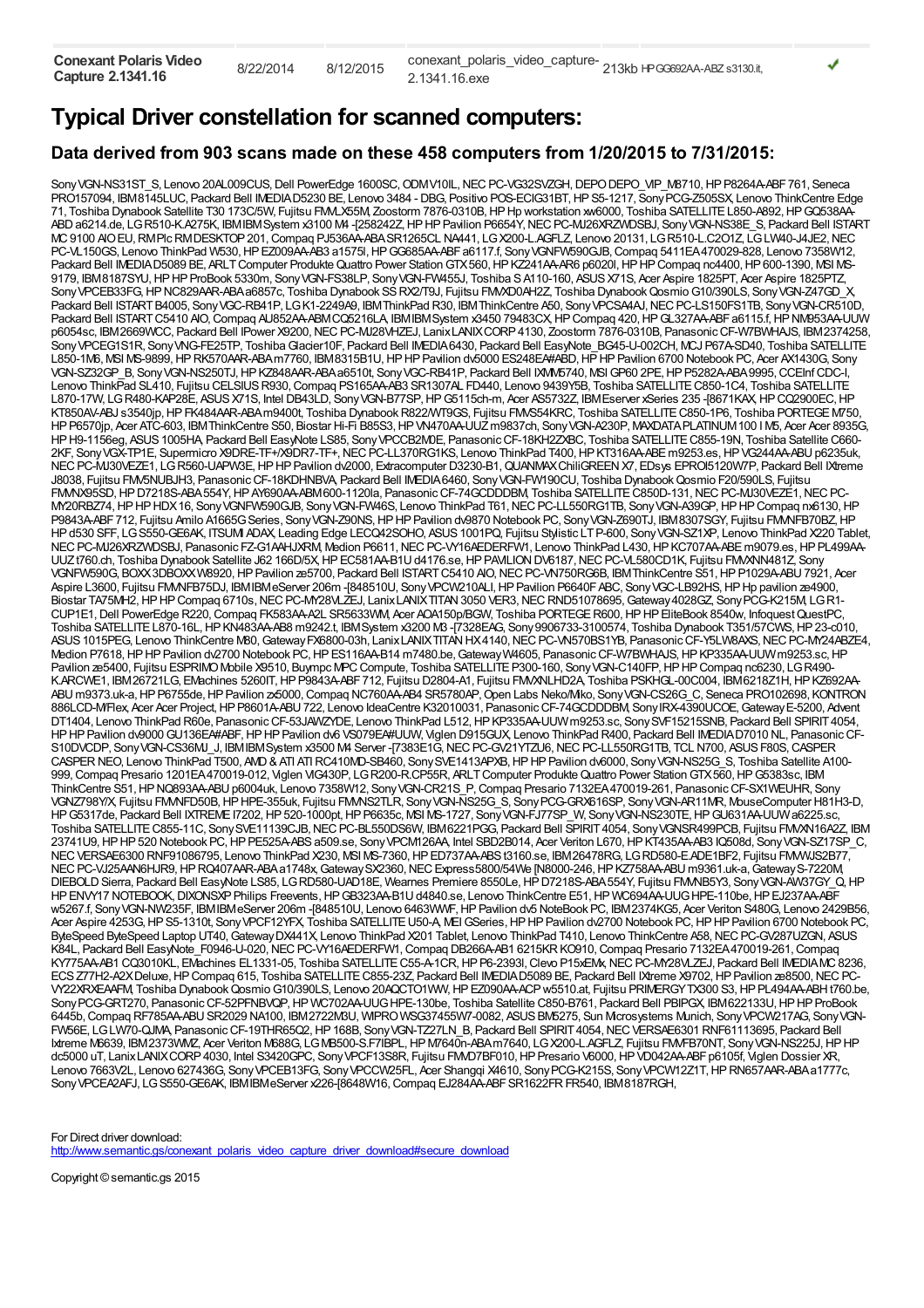| | | | | | |
|---|---|---|---|---|---|
| **Conexant Polaris Video Capture 2.1341.16** | 8/22/2014 | 8/12/2015 | conexant_polaris_video_capture-2.1341.16.exe | 213kb | HP GG692AA-ABZ s3130.it, ✔ |

# Typical Driver constellation for scanned computers:

## Data derived from 903 scans made on these 458 computers from 1/20/2015 to 7/31/2015:

Sony VGN-NS31ST_S, Lenovo 20AL009CUS, Dell PowerEdge 1600SC, ODM V10IL, NEC PC-VG32SVZGH, DEPO DEPO_VIP_M8710, HP P8264A-ABF 761, Seneca PRO157094, IBM 8145LUC, Packard Bell IMEDIA D5230 BE, Lenovo 3484 - DBG, Positivo POS-ECIG31BT, HP S5-1217, Sony PCG-Z505SX, Lenovo ThinkCentre Edge 71, Toshiba Dynabook Satellite T30 173C/5W, Fujitsu FMLX55M, Zoostorm 7876-0310B, HP Hp workstation xw6000, Toshiba SATELLITE L850-A892, HP GQ538AA-ABD a6214.de, LG R510-K.A275K, IBM IBM System x3100 M4 -[258242Z, HP HP Pavilion P6654Y, NEC PC-MJ26XRZWDSBJ, Sony VGN-NS38E_S, Packard Bell ISTART MC 9100 AIO EU, RM Plc RM DESKTOP 201, Compaq PJ536AA-ABA SR1265CL NA441, LG X200-L.AGFLZ, Lenovo 20131, LG R510-L.C2O1Z, LG LW40-J4JE2, NEC PC-VL150GS, Lenovo ThinkPad W530, HP EZ009AA-AB3 a1575l, HP GG685AA-ABF a6117.f, Sony VGNFW590GJB, Compaq 5411EA 470029-828, Lenovo 7358W12, Packard Bell IMEDIA D5089 BE, ARLT Computer Produkte Quattro Power Station GTX 560, HP KZ241AA-AR6 p6020l, HP HP Compaq nc4400, HP 600-1390, MSI MS-9179, IBM 8187SYU, HP HP ProBook 5330m, Sony VGN-FS38LP, Sony VGN-FW455J, Toshiba S A110-160, ASUS X71S, Acer Aspire 1825PT, Acer Aspire 1825PTZ, Sony VPCEB33FG, HP NC829AAR-ABA a6857c, Toshiba Dynabook SS RX2/T9J, Fujitsu FMVXD0AH2Z, Toshiba Dynabook Qosmio G10/390LS, Sony VGN-Z47GD_X, Packard Bell ISTART B4005, Sony VGC-RB41P, LG K1-2249A9, IBM ThinkPad R30, IBM ThinkCentre A50, Sony VPCSA4AJ, NEC PC-LS150FS1TB, Sony VGN-CR510D, Packard Bell ISTART C5410 AIO, Compaq AU852AA-ABM CQ5216LA, IBM IBM System x3450 79483CX, HP Compaq 420, HP GL327AA-ABF a6115.f, HP NM953AA-UUW p6054sc, IBM 2669WCC, Packard Bell IPower X9200, NEC PC-MJ28VHZEJ, Lanix LANIX CORP 4130, Zoostorm 7876-0310B, Panasonic CF-W7BWHAJS, IBM 2374258, Sony VPCEG1S1R, Sony VNG-FE25TP, Toshiba Glacier10F, Packard Bell IMEDIA 6430, Packard Bell EasyNote_BG45-U-002CH, MCJ P67A-SD40, Toshiba SATELLITE L850-1M6, MSI MS-9899, HP RK570AAR-ABA m7760, IBM 8315B1U, HP HP Pavilion dv5000 ES248EA#ABD, HP HP Pavilion 6700 Notebook PC, Acer AX1430G, Sony VGN-SZ32GP_B, Sony VGN-NS250TJ, HP KZ848AAR-ABA a6510t, Sony VGC-RB41P, Packard Bell IXMM5740, MSI GP60 2PE, HP P5282A-ABA 9995, CCEInf CDC-I, Lenovo ThinkPad SL410, Fujitsu CELSIUS R930, Compaq PS165AA-AB3 SR1307AL FD440, Lenovo 9439Y5B, Toshiba SATELLITE C850-1C4, Toshiba SATELLITE L870-17W, LG R480-KAP28E, ASUS X71S, Intel DB43LD, Sony VGN-B77SP, HP G5115ch-m, Acer AS5732Z, IBM Eserver xSeries 235 -[8671KAX, HP CQ2900EC, HP KT850AV-ABJ s3540jp, HP FK484AAR-ABA m9400t, Toshiba Dynabook R822/WT9GS, Fujitsu FMVS54KRC, Toshiba SATELLITE C850-1P6, Toshiba PORTEGE M750, HP P6570jp, Acer ATC-603, IBM ThinkCentre S50, Biostar Hi-Fi B85S3, HP VN470AA-UUZ m9837ch, Sony VGN-A230P, MAXDATA PLATINUM 100 I M5, Acer Acer 8935G, HP H9-1156eg, ASUS 1005HA, Packard Bell EasyNote LS85, Sony VPCCB2M0E, Panasonic CF-18KH2ZXBC, Toshiba SATELLITE C855-19N, Toshiba Satellite C660-2KF, Sony VGX-TP1E, Supermicro X9DRE-TF+/X9DR7-TF+, NEC PC-LL370RG1KS, Lenovo ThinkPad T400, HP KT316AA-ABE m9253.es, HP VG244AA-ABU p6235uk, NEC PC-MJ30VEZE1, LG R560-UAPW3E, HP HP Pavilion dv2000, Extracomputer D3230-B1, QUANMAX ChiliGREEN X7, EDsys EPROI5120W7P, Packard Bell IXtreme J8038, Fujitsu FMV5NUBJH3, Panasonic CF-18KDHNBVA, Packard Bell IMEDIA 6460, Sony VGN-FW190CU, Toshiba Dynabook Qosmio F20/590LS, Fujitsu FMVNX95SD, HP D7218S-ABA 554Y, HP AY690AA-ABM 600-1120la, Panasonic CF-74GCDDDBM, Toshiba SATELLITE C850D-131, NEC PC-MJ30VEZE1, NEC PC-MY20RBZ74, HP HP HDX 16, Sony VGNFW590GJB, Sony VGN-FW46S, Lenovo ThinkPad T61, NEC PC-LL550RG1TB, Sony VGN-A39GP, HP HP Compaq nx6130, HP P9843A-ABF 712, Fujitsu Amilo A1665G Series, Sony VGN-Z90NS, HP HP Pavilion dv9870 Notebook PC, Sony VGN-Z690TJ, IBM 8307SGY, Fujitsu FMVNFB70BZ, HP HP d530 SFF, LG S550-GE6AK, ITSUMI ADAX, Leading Edge LECQ42SOHO, ASUS 1001PQ, Fujitsu Stylistic LT P-600, Sony VGN-SZ1XP, Lenovo ThinkPad X220 Tablet, NEC PC-MJ26XRZWDSBJ, Panasonic FZ-G1AAHJXRM, Medion P6611, NEC PC-VY16AEDERFW1, Lenovo ThinkPad L430, HP KC707AA-ABE m9079.es, HP PL499AA-UUZ t760.ch, Toshiba Dynabook Satellite J62 166D/5X, HP EC581AA-B1U d4176.se, HP PAVILION DV6187, NEC PC-VL580CD1K, Fujitsu FMVXNN481Z, Sony VGNFW590G, BOXX 3DBOXX W8920, HP Pavilion ze5700, Packard Bell ISTART C5410 AIO, NEC PC-VN750RG6B, IBM ThinkCentre S51, HP P1029A-ABU 7921, Acer Aspire L3600, Fujitsu FMVNFB75DJ, IBM IBM eServer 206m -[848510U, Sony VPCW210ALI, HP Pavilion P6640F ABC, Sony VGC-LB92HS, HP Hp pavilion ze4900, Biostar TA75MH2, HP HP Compaq 6710s, NEC PC-MY28VLZEJ, Lanix LANIX TITAN 3050 VER3, NEC RND51078695, Gateway 4028GZ, Sony PCG-K215M, LG R1-CUP1E1, Dell PowerEdge R220, Compaq FK583AA-A2L SR5633WM, Acer AOA150p/BGW, Toshiba PORTEGE R600, HP HP EliteBook 8540w, Infoquest QuestPC, Toshiba SATELLITE L870-16L, HP KN483AA-AB8 m9242.t, IBM System x3200 M3 -[7328EAG, Sony 9906733-3100574, Toshiba Dynabook T351/57CWS, HP 23-c010, ASUS 1015PEG, Lenovo ThinkCentre M80, Gateway FX6800-03h, Lanix LANIX TITAN HX 4140, NEC PC-VN570BS1YB, Panasonic CF-Y5LW8AXS, NEC PC-MY24ABZE4, Medion P7618, HP HP Pavilion dv2700 Notebook PC, HP ES116AA-B14 m7480.be, Gateway W4605, Panasonic CF-W7BWHAJS, HP KP335AA-UUW m9253.sc, HP Pavilion ze5400, Fujitsu ESPRIMO Mobile X9510, Buympc MPC Compute, Toshiba SATELLITE P300-160, Sony VGN-C140FP, HP HP Compaq nc6230, LG R490-K.ARCWE1, IBM 26721LG, EMachines 5260IT, HP P9843A-ABF 712, Fujitsu D2804-A1, Fujitsu FMVXNLHD2A, Toshiba PSKHGL-00C004, IBM 6218Z1H, HP KZ692AA-ABU m9373.uk-a, HP P6755de, HP Pavilion zx5000, Compaq NC760AA-AB4 SR5780AP, Open Labs Neko/Miko, Sony VGN-CS26G_C, Seneca PRO102698, KONTRON 886LCD-M/Flex, Acer Acer Project, HP P8601A-ABU 722, Lenovo IdeaCentre K32010031, Panasonic CF-74GCDDDBM, Sony IRX-4390UCOE, Gateway E-5200, Advent DT1404, Lenovo ThinkPad R60e, Panasonic CF-53JAWZYDE, Lenovo ThinkPad L512, HP KP335AA-UUW m9253.sc, Sony SVF15215SNB, Packard Bell SPIRIT 4054, HP HP Pavilion dv9000 GU136EA#ABF, HP HP Pavilion dv6 VS079EA#UUW, Viglen D915GUX, Lenovo ThinkPad R400, Packard Bell IMEDIA D7010 NL, Panasonic CF-S10DVCDP, Sony VGN-CS36MJ_J, IBM IBM System x3500 M4 Server -[7383E1G, NEC PC-GV21YTZU6, NEC PC-LL550RG1TB, TCL N700, ASUS F80S, CASPER CASPER NEO, Lenovo ThinkPad T500, AMD & ATI ATI RC410MD-SB460, Sony SVE1413APXB, HP HP Pavilion dv6000, Sony VGN-NS25G_S, Toshiba Satellite A100-999, Compaq Presario 1201EA 470019-012, Viglen VIG430P, LG R200-R.CP55R, ARLT Computer Produkte Quattro Power Station GTX 560, HP G5383sc, IBM ThinkCentre S51, HP NQ893AA-ABU p6004uk, Lenovo 7358W12, Sony VGN-CR21S_P, Compaq Presario 7132EA 470019-261, Panasonic CF-SX1WEUHR, Sony VGNZ798Y/X, Fujitsu FMVNFD50B, HP HPE-355uk, Fujitsu FMVNS2TLR, Sony VGN-NS25G_S, Sony PCG-GRX616SP, Sony VGN-AR11MR, MouseComputer H81H3-D, HP G5317de, Packard Bell IXTREME I7202, HP 520-1000pt, HP P6635c, MSI MS-1727, Sony VGN-FJ77SP_W, Sony VGN-NS230TE, HP GU631AA-UUW a6225.sc, Toshiba SATELLITE C855-11C, Sony SVE11139CJB, NEC PC-BL550DS6W, IBM 6221PGG, Packard Bell SPIRIT 4054, Sony VGNSR499PCB, Fujitsu FMVXN16A2Z, IBM 23741U9, HP HP 520 Notebook PC, HP PE525A-ABS a509.se, Sony VPCM126AA, Intel SBD2B014, Acer Veriton L670, HP KT435AA-AB3 IQ508d, Sony VGN-SZ17SP_C, NEC VERSAE6300 RNF91086795, Lenovo ThinkPad X230, MSI MS-7360, HP ED737AA-ABS t3160.se, IBM 26478RG, LG RD580-E.ADE1BF2, Fujitsu FMVWJS2B77, NEC PC-VJ25AAN6HJR9, HP RQ407AAR-ABA a1748x, Gateway SX2360, NEC Express5800/54We [N8000-246, HP KZ758AA-ABU m9361.uk-a, Gateway S-7220M DIEBOLD Sierra, Packard Bell EasyNote LS85, LG RD580-UAD18E, Wearnes Premiere 8550Le, HP D7218S-ABA 554Y, Fujitsu FMVNB5Y3, Sony VGN-AW37GY_Q, HP HP ENVY17 NOTEBOOK, DIXONSXP Philips Freevents, HP GB323AA-B1U d4840.se, Lenovo ThinkCentre E51, HP WC694AA-UUG HPE-110be, HP EJ237AA-ABF w5267.f, Sony VGN-NW235F, IBM IBM eServer 206m -[848510U, Lenovo 6463WWF, HP Pavilion dv5 NoteBook PC, IBM 2374KG5, Acer Veriton S480G, Lenovo 2429B56, Acer Aspire 4253G, HP S5-1310t, Sony VPCF12YFX, Toshiba SATELLITE U50-A, MEI GSeries, HP HP Pavilion dv2700 Notebook PC, HP HP Pavilion 6700 Notebook PC, ByteSpeed ByteSpeed Laptop UT40, Gateway DX441X, Lenovo ThinkPad X201 Tablet, Lenovo ThinkPad T410, Lenovo ThinkCentre A58, NEC PC-GV287UZGN, ASUS K84L, Packard Bell EasyNote_F0946-U-020, NEC PC-VY16AEDERFW1, Compaq DB266A-AB1 6215KR KO910, Compaq Presario 7132EA 470019-261, Compaq KY775AA-AB1 CQ3010KL, EMachines EL1331-05, Toshiba SATELLITE C55-A-1CR, HP P6-2393l, Clevo P15xEMx, NEC PC-MY28VLZEJ, Packard Bell IMEDIA MC 8236, ECS Z77H2-A2X Deluxe, HP Compaq 615, Toshiba SATELLITE C855-23Z, Packard Bell IMEDIA D5089 BE, Packard Bell IXtreme X9702, HP Pavilion ze8500, NEC PC-VY22XRXEAAFM, Toshiba Dynabook Qosmio G10/390LS, Lenovo 20AQCTO1WW, HP EZ090AA-ACP w5510.at, Fujitsu PRIMERGY TX300 S3, HP PL494AA-ABH t760.be, Sony PCG-GRT270, Panasonic CF-52PFNBVQP, HP WC702AA-UUG HPE-130be, Toshiba Satellite C850-B761, Packard Bell PBIPGX, IBM 622133U, HP HP ProBook 6445b, Compaq RF785AA-ABU SR2029 NA100, IBM 2722M3U, WIPRO WSG37455W7-0082, ASUS BM5275, Sun Microsystems Munich, Sony VPCW217AG, Sony VGN-FW56E, LG LW70-QJMA, Panasonic CF-19THR65Q2, HP 168B, Sony VGN-TZ27LN_B, Packard Bell SPIRIT 4054, NEC VERSAE6301 RNF61113695, Packard Bell Ixtreme M6639, IBM 2373WMZ, Acer Veriton M688G, LG MB500-S.F7IBPL, HP M7640n-ABA m7640, LG X200-L.AGFLZ, Fujitsu FMVFB70NT, Sony VGN-S225J, HP HP dc5000 uT, Lanix LANIX CORP 4030, Intel S3420GPC, Sony VPCF13S8R, Fujitsu FMVD7BF010, HP Presario V6000, HP VD042AA-ABF p6105f, Viglen Dossier XR, Lenovo 7663V2L, Lenovo 627436G, Sony VPCEB13FG, Sony VPCCW25FL, Acer Shangqi X4610, Sony PCG-K215S, Sony VPCW12Z1T, HP RN657AAR-ABA a1777c, Sony VPCEA2AFJ, LG S550-GE6AK, IBM IBM eServer x226-[8648W16, Compaq EJ284AA-ABF SR1622FR FR540, IBM 8187RGH,

For Direct driver download:
[http://www.semantic.gs/conexant_polaris_video_capture_driver_download#secure_download](http://www.semantic.gs/conexant_polaris_video_capture_driver_download#secure_download)

Copyright © semantic.gs 2015